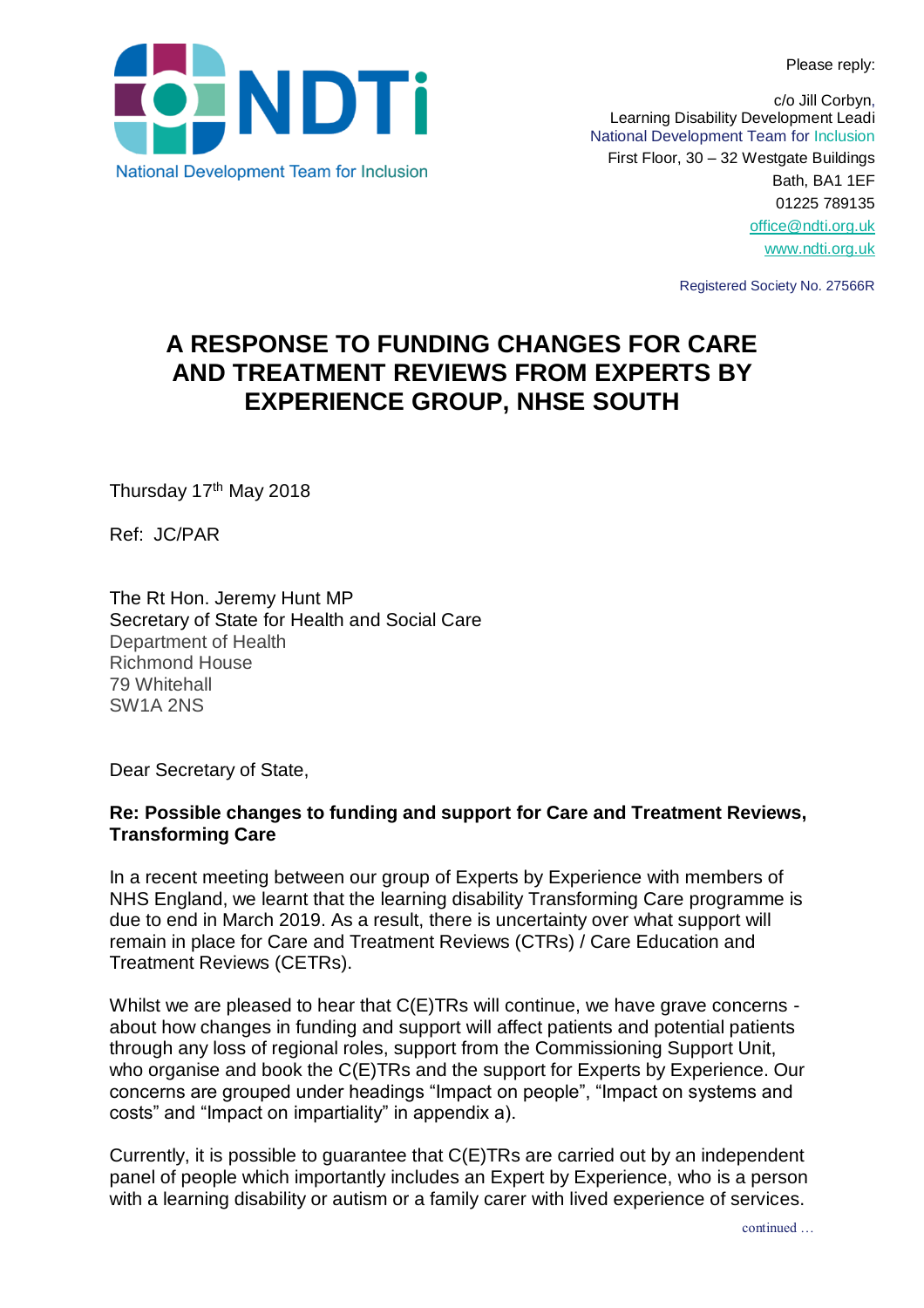NDTi

National Development Team for Inclusion

Please reply:

c/o Jill Corbyn,
Learning Disability Development Leadi
National Development Team for Inclusion
First Floor, 30 – 32 Westgate Buildings
Bath, BA1 1EF
01225 789135
office@ndti.org.uk
www.ndti.org.uk

Registered Society No. 27566R

# A RESPONSE TO FUNDING CHANGES FOR CARE AND TREATMENT REVIEWS FROM EXPERTS BY EXPERIENCE GROUP, NHSE SOUTH

Thursday 17th May 2018

Ref: JC/PAR

The Rt Hon. Jeremy Hunt MP
Secretary of State for Health and Social Care
Department of Health
Richmond House
79 Whitehall
SW1A 2NS

Dear Secretary of State,

**Re: Possible changes to funding and support for Care and Treatment Reviews, Transforming Care**

In a recent meeting between our group of Experts by Experience with members of NHS England, we learnt that the learning disability Transforming Care programme is due to end in March 2019. As a result, there is uncertainty over what support will remain in place for Care and Treatment Reviews (CTRs) / Care Education and Treatment Reviews (CETRs).

Whilst we are pleased to hear that C(E)TRs will continue, we have grave concerns - about how changes in funding and support will affect patients and potential patients through any loss of regional roles, support from the Commissioning Support Unit, who organise and book the C(E)TRs and the support for Experts by Experience. Our concerns are grouped under headings "Impact on people", "Impact on systems and costs" and "Impact on impartiality" in appendix a).

Currently, it is possible to guarantee that C(E)TRs are carried out by an independent panel of people which importantly includes an Expert by Experience, who is a person with a learning disability or autism or a family carer with lived experience of services.

continued …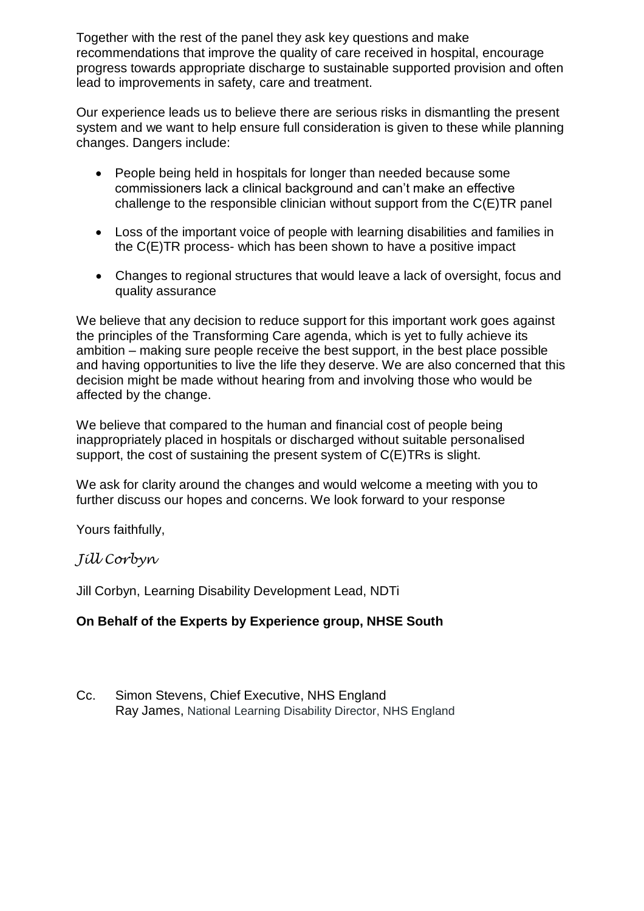Together with the rest of the panel they ask key questions and make recommendations that improve the quality of care received in hospital, encourage progress towards appropriate discharge to sustainable supported provision and often lead to improvements in safety, care and treatment.

Our experience leads us to believe there are serious risks in dismantling the present system and we want to help ensure full consideration is given to these while planning changes. Dangers include:

- People being held in hospitals for longer than needed because some commissioners lack a clinical background and can't make an effective challenge to the responsible clinician without support from the C(E)TR panel
- Loss of the important voice of people with learning disabilities and families in the C(E)TR process- which has been shown to have a positive impact
- Changes to regional structures that would leave a lack of oversight, focus and quality assurance

We believe that any decision to reduce support for this important work goes against the principles of the Transforming Care agenda, which is yet to fully achieve its ambition – making sure people receive the best support, in the best place possible and having opportunities to live the life they deserve. We are also concerned that this decision might be made without hearing from and involving those who would be affected by the change.

We believe that compared to the human and financial cost of people being inappropriately placed in hospitals or discharged without suitable personalised support, the cost of sustaining the present system of C(E)TRs is slight.

We ask for clarity around the changes and would welcome a meeting with you to further discuss our hopes and concerns. We look forward to your response

Yours faithfully,

*Jill Corbyn*

Jill Corbyn, Learning Disability Development Lead, NDTi

**On Behalf of the Experts by Experience group, NHSE South**

Cc. Simon Stevens, Chief Executive, NHS England
Ray James, National Learning Disability Director, NHS England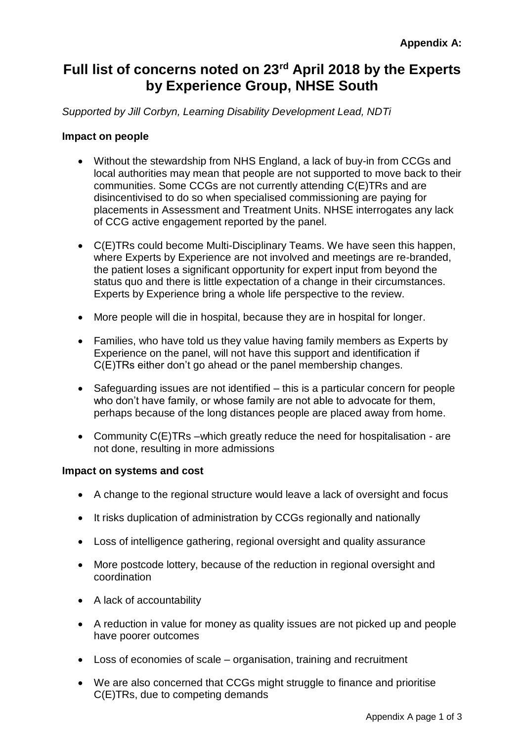**Appendix A:**

# Full list of concerns noted on 23rd April 2018 by the Experts by Experience Group, NHSE South

*Supported by Jill Corbyn, Learning Disability Development Lead, NDTi*

**Impact on people**

- Without the stewardship from NHS England, a lack of buy-in from CCGs and local authorities may mean that people are not supported to move back to their communities. Some CCGs are not currently attending C(E)TRs and are disincentivised to do so when specialised commissioning are paying for placements in Assessment and Treatment Units. NHSE interrogates any lack of CCG active engagement reported by the panel.
- C(E)TRs could become Multi-Disciplinary Teams. We have seen this happen, where Experts by Experience are not involved and meetings are re-branded, the patient loses a significant opportunity for expert input from beyond the status quo and there is little expectation of a change in their circumstances. Experts by Experience bring a whole life perspective to the review.
- More people will die in hospital, because they are in hospital for longer.
- Families, who have told us they value having family members as Experts by Experience on the panel, will not have this support and identification if C(E)TRs either don't go ahead or the panel membership changes.
- Safeguarding issues are not identified – this is a particular concern for people who don't have family, or whose family are not able to advocate for them, perhaps because of the long distances people are placed away from home.
- Community C(E)TRs –which greatly reduce the need for hospitalisation - are not done, resulting in more admissions

**Impact on systems and cost**

- A change to the regional structure would leave a lack of oversight and focus
- It risks duplication of administration by CCGs regionally and nationally
- Loss of intelligence gathering, regional oversight and quality assurance
- More postcode lottery, because of the reduction in regional oversight and coordination
- A lack of accountability
- A reduction in value for money as quality issues are not picked up and people have poorer outcomes
- Loss of economies of scale – organisation, training and recruitment
- We are also concerned that CCGs might struggle to finance and prioritise C(E)TRs, due to competing demands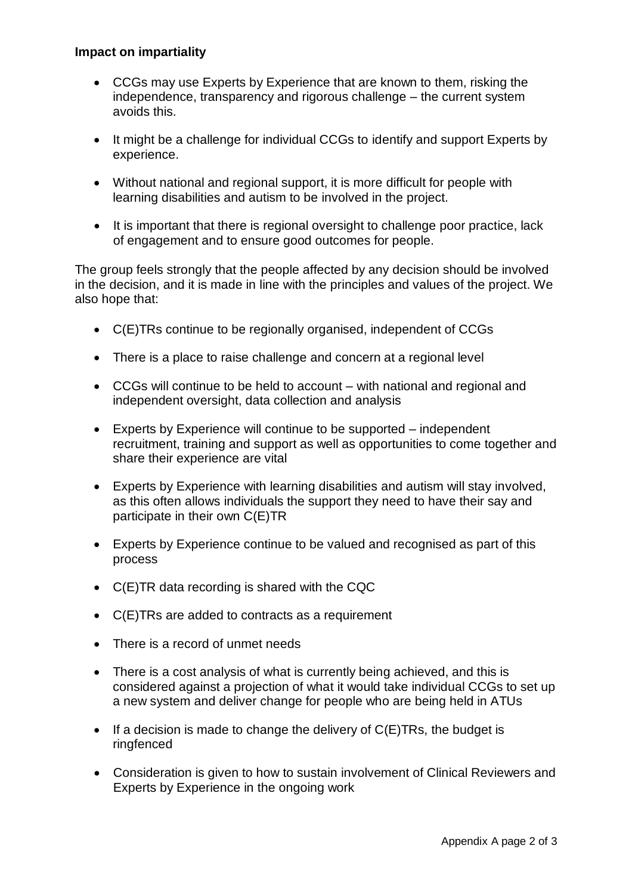**Impact on impartiality**

- CCGs may use Experts by Experience that are known to them, risking the independence, transparency and rigorous challenge – the current system avoids this.
- It might be a challenge for individual CCGs to identify and support Experts by experience.
- Without national and regional support, it is more difficult for people with learning disabilities and autism to be involved in the project.
- It is important that there is regional oversight to challenge poor practice, lack of engagement and to ensure good outcomes for people.

The group feels strongly that the people affected by any decision should be involved in the decision, and it is made in line with the principles and values of the project. We also hope that:

- C(E)TRs continue to be regionally organised, independent of CCGs
- There is a place to raise challenge and concern at a regional level
- CCGs will continue to be held to account – with national and regional and independent oversight, data collection and analysis
- Experts by Experience will continue to be supported – independent recruitment, training and support as well as opportunities to come together and share their experience are vital
- Experts by Experience with learning disabilities and autism will stay involved, as this often allows individuals the support they need to have their say and participate in their own C(E)TR
- Experts by Experience continue to be valued and recognised as part of this process
- C(E)TR data recording is shared with the CQC
- C(E)TRs are added to contracts as a requirement
- There is a record of unmet needs
- There is a cost analysis of what is currently being achieved, and this is considered against a projection of what it would take individual CCGs to set up a new system and deliver change for people who are being held in ATUs
- If a decision is made to change the delivery of C(E)TRs, the budget is ringfenced
- Consideration is given to how to sustain involvement of Clinical Reviewers and Experts by Experience in the ongoing work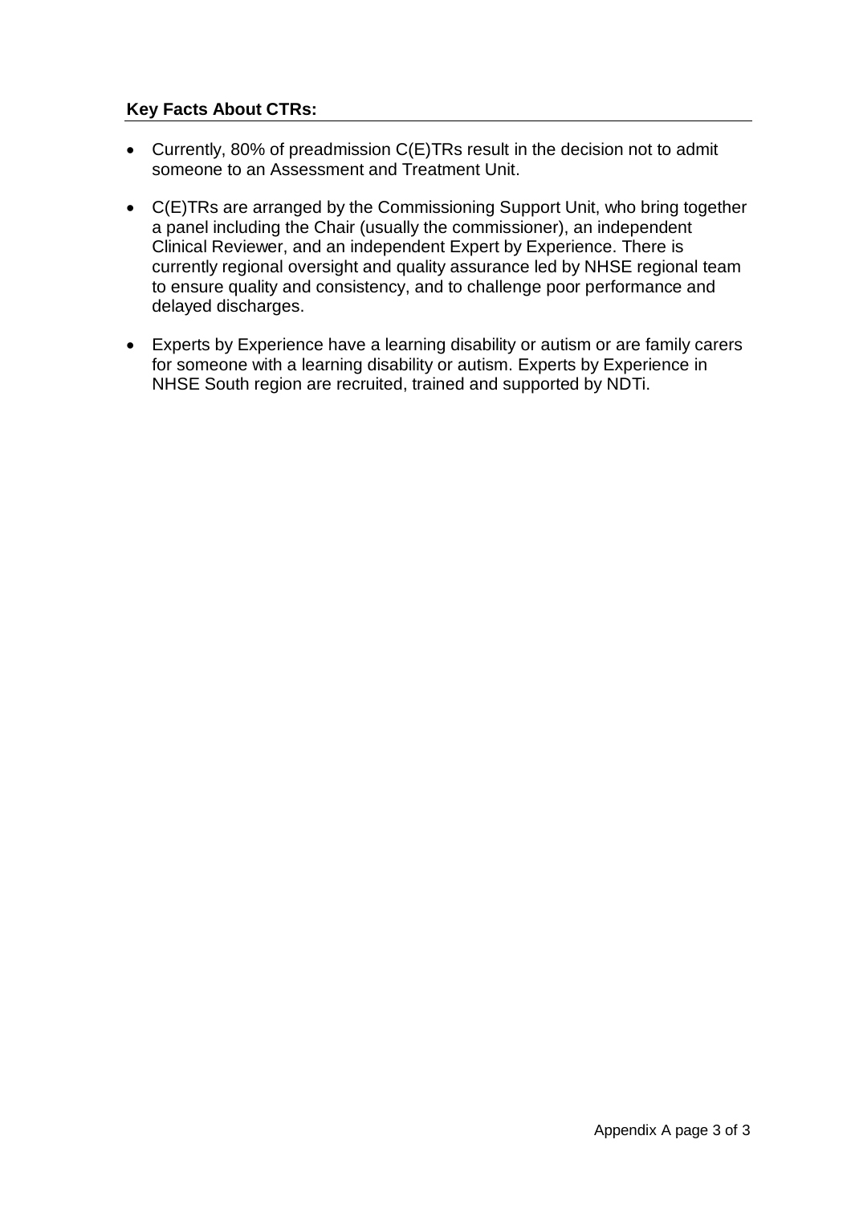**Key Facts About CTRs:**

- Currently, 80% of preadmission C(E)TRs result in the decision not to admit someone to an Assessment and Treatment Unit.
- C(E)TRs are arranged by the Commissioning Support Unit, who bring together a panel including the Chair (usually the commissioner), an independent Clinical Reviewer, and an independent Expert by Experience. There is currently regional oversight and quality assurance led by NHSE regional team to ensure quality and consistency, and to challenge poor performance and delayed discharges.
- Experts by Experience have a learning disability or autism or are family carers for someone with a learning disability or autism. Experts by Experience in NHSE South region are recruited, trained and supported by NDTi.